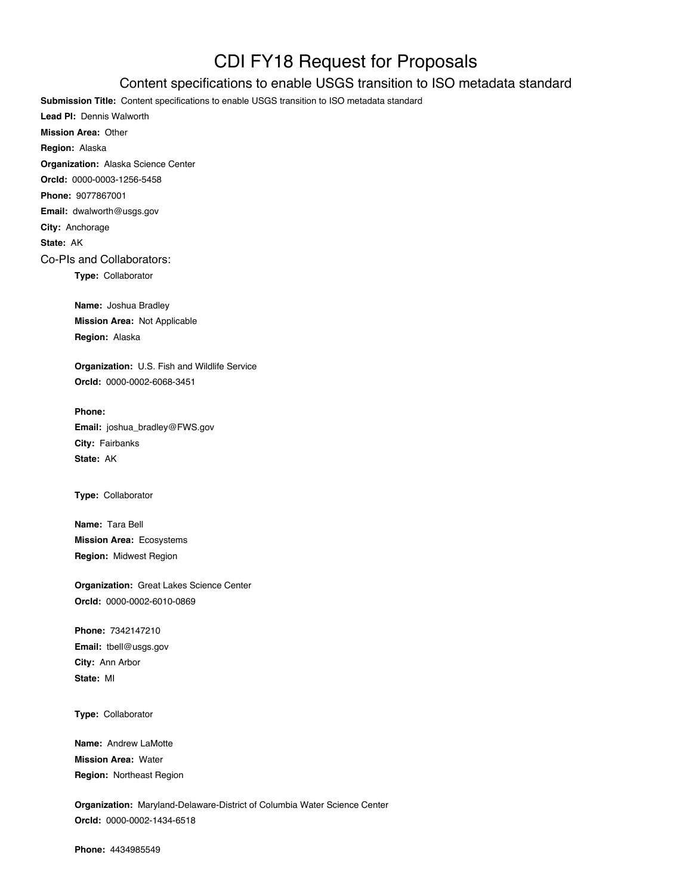# CDI FY18 Request for Proposals

## Content specifications to enable USGS transition to ISO metadata standard

**Submission Title:** Content specifications to enable USGS transition to ISO metadata standard

**Lead PI:** Dennis Walworth

**Mission Area:** Other

**Region:** Alaska

**Organization:** Alaska Science Center

**OrcId:** 0000-0003-1256-5458

**Phone:** 9077867001

**Email:** dwalworth@usgs.gov

**City:** Anchorage

**State:** AK

## Co-PIs and Collaborators:

**Type:** Collaborator

**Name:** Joshua Bradley

**Mission Area:** Not Applicable

**Region:** Alaska

**Organization:** U.S. Fish and Wildlife Service

**OrcId:** 0000-0002-6068-3451

**Phone:**

**Email:** joshua_bradley@FWS.gov

**City:** Fairbanks

**State:** AK

**Type:** Collaborator

**Name:** Tara Bell

**Mission Area:** Ecosystems

**Region:** Midwest Region

**Organization:** Great Lakes Science Center

**OrcId:** 0000-0002-6010-0869

**Phone:** 7342147210

**Email:** tbell@usgs.gov

**City:** Ann Arbor

**State:** MI

**Type:** Collaborator

**Name:** Andrew LaMotte

**Mission Area:** Water

**Region:** Northeast Region

**Organization:** Maryland-Delaware-District of Columbia Water Science Center

**OrcId:** 0000-0002-1434-6518

**Phone:** 4434985549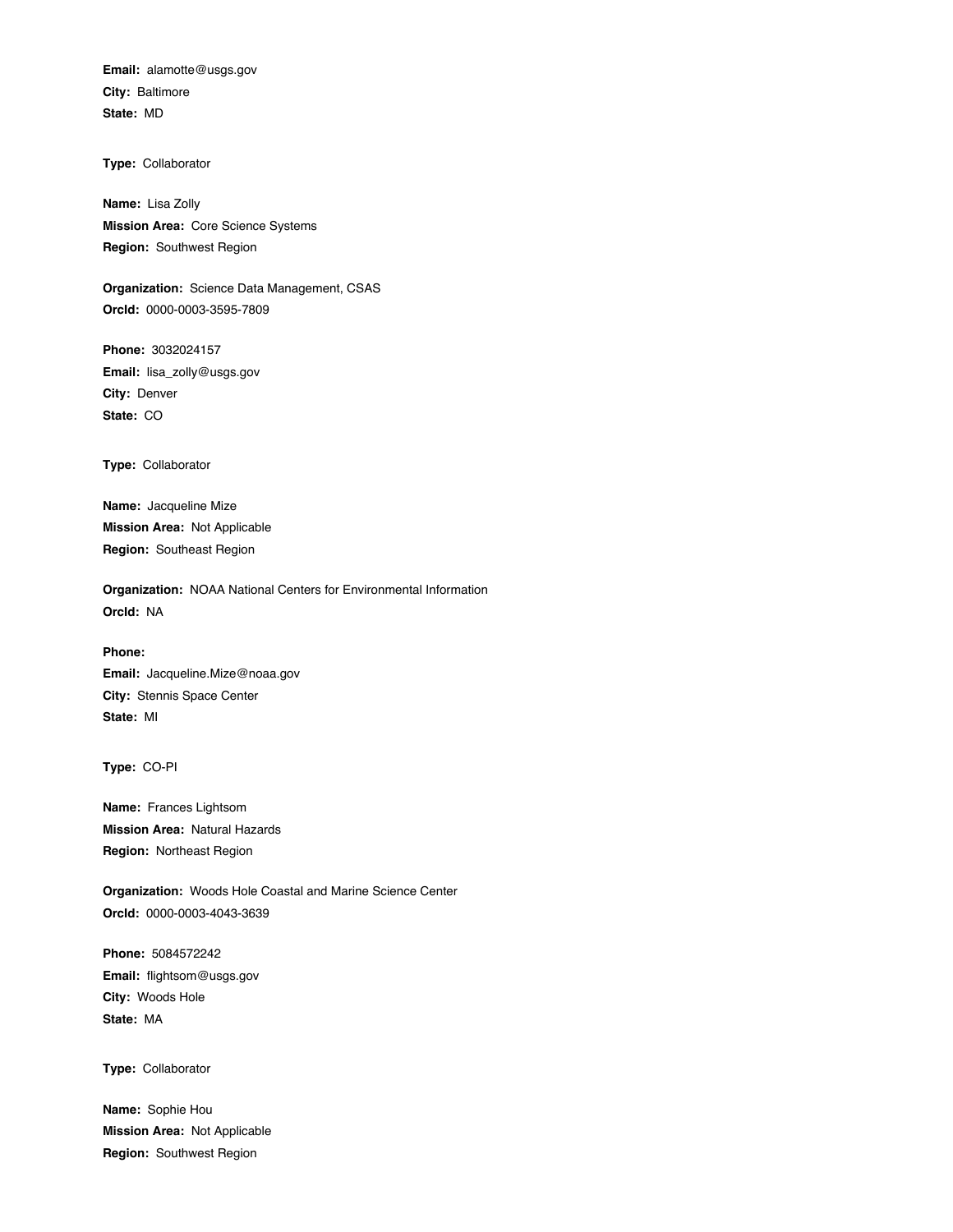**Email:** alamotte@usgs.gov
**City:** Baltimore
**State:** MD

**Type:** Collaborator

**Name:** Lisa Zolly
**Mission Area:** Core Science Systems
**Region:** Southwest Region

**Organization:** Science Data Management, CSAS
**OrcId:** 0000-0003-3595-7809

**Phone:** 3032024157
**Email:** lisa_zolly@usgs.gov
**City:** Denver
**State:** CO

**Type:** Collaborator

**Name:** Jacqueline Mize
**Mission Area:** Not Applicable
**Region:** Southeast Region

**Organization:** NOAA National Centers for Environmental Information
**OrcId:** NA

**Phone:**
**Email:** Jacqueline.Mize@noaa.gov
**City:** Stennis Space Center
**State:** MI

**Type:** CO-PI

**Name:** Frances Lightsom
**Mission Area:** Natural Hazards
**Region:** Northeast Region

**Organization:** Woods Hole Coastal and Marine Science Center
**OrcId:** 0000-0003-4043-3639

**Phone:** 5084572242
**Email:** flightsom@usgs.gov
**City:** Woods Hole
**State:** MA

**Type:** Collaborator

**Name:** Sophie Hou
**Mission Area:** Not Applicable
**Region:** Southwest Region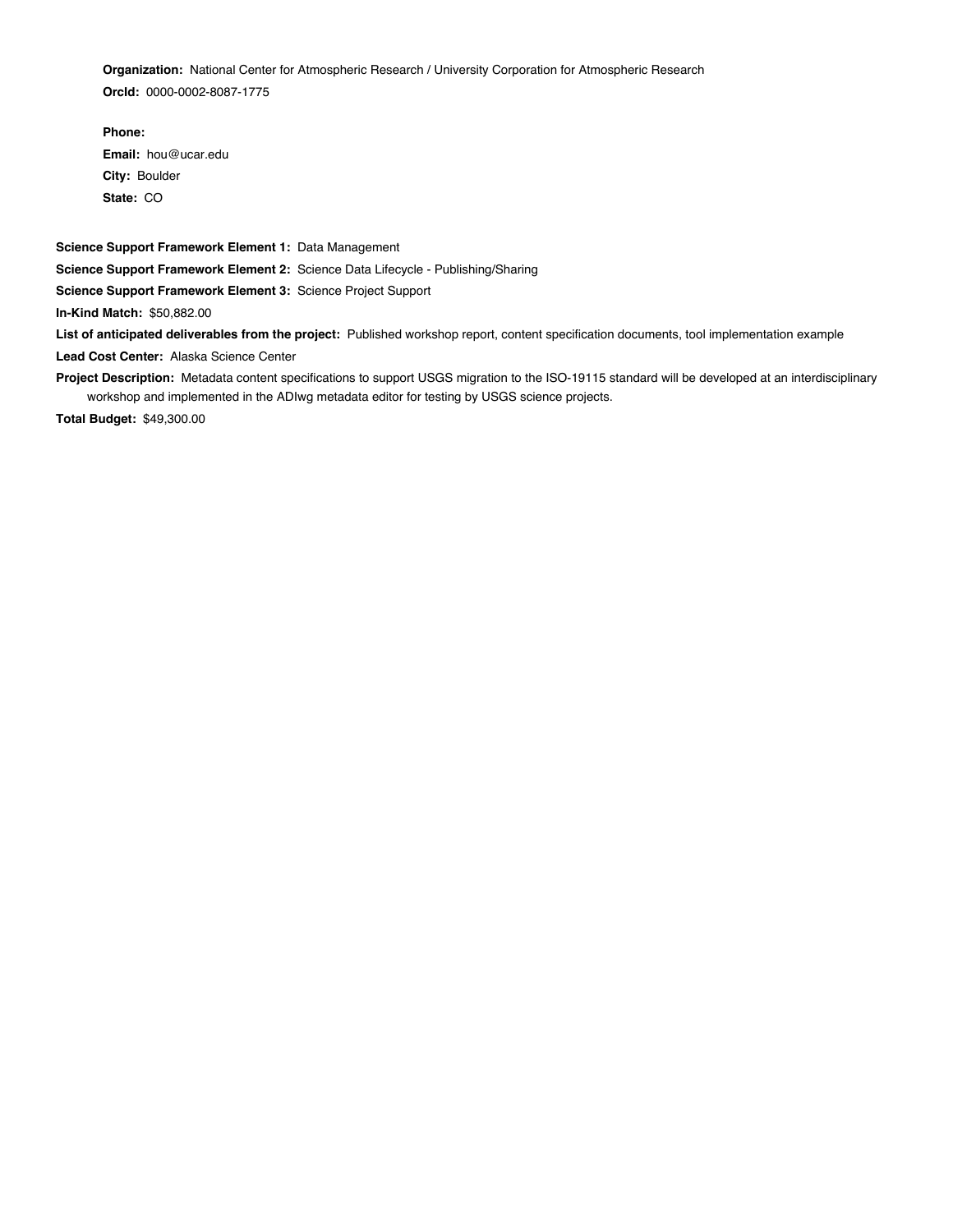**Organization:** National Center for Atmospheric Research / University Corporation for Atmospheric Research

**OrcId:** 0000-0002-8087-1775

**Phone:**

**Email:** hou@ucar.edu

**City:** Boulder

**State:** CO

**Science Support Framework Element 1:** Data Management

**Science Support Framework Element 2:** Science Data Lifecycle - Publishing/Sharing

**Science Support Framework Element 3:** Science Project Support

**In-Kind Match:** $50,882.00

**List of anticipated deliverables from the project:** Published workshop report, content specification documents, tool implementation example

**Lead Cost Center:** Alaska Science Center

**Project Description:** Metadata content specifications to support USGS migration to the ISO-19115 standard will be developed at an interdisciplinary workshop and implemented in the ADIwg metadata editor for testing by USGS science projects.

**Total Budget:** $49,300.00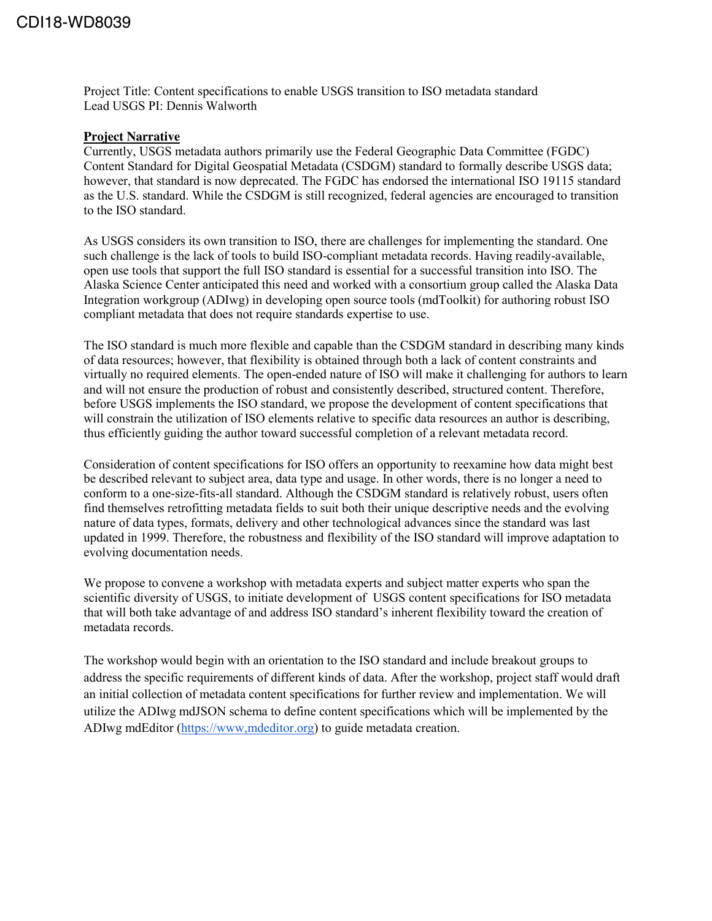Project Title: Content specifications to enable USGS transition to ISO metadata standard
Lead USGS PI: Dennis Walworth

**Project Narrative**

Currently, USGS metadata authors primarily use the Federal Geographic Data Committee (FGDC) Content Standard for Digital Geospatial Metadata (CSDGM) standard to formally describe USGS data; however, that standard is now deprecated. The FGDC has endorsed the international ISO 19115 standard as the U.S. standard. While the CSDGM is still recognized, federal agencies are encouraged to transition to the ISO standard.

As USGS considers its own transition to ISO, there are challenges for implementing the standard. One such challenge is the lack of tools to build ISO-compliant metadata records. Having readily-available, open use tools that support the full ISO standard is essential for a successful transition into ISO. The Alaska Science Center anticipated this need and worked with a consortium group called the Alaska Data Integration workgroup (ADIwg) in developing open source tools (mdToolkit) for authoring robust ISO compliant metadata that does not require standards expertise to use.

The ISO standard is much more flexible and capable than the CSDGM standard in describing many kinds of data resources; however, that flexibility is obtained through both a lack of content constraints and virtually no required elements. The open-ended nature of ISO will make it challenging for authors to learn and will not ensure the production of robust and consistently described, structured content. Therefore, before USGS implements the ISO standard, we propose the development of content specifications that will constrain the utilization of ISO elements relative to specific data resources an author is describing, thus efficiently guiding the author toward successful completion of a relevant metadata record.

Consideration of content specifications for ISO offers an opportunity to reexamine how data might best be described relevant to subject area, data type and usage. In other words, there is no longer a need to conform to a one-size-fits-all standard. Although the CSDGM standard is relatively robust, users often find themselves retrofitting metadata fields to suit both their unique descriptive needs and the evolving nature of data types, formats, delivery and other technological advances since the standard was last updated in 1999. Therefore, the robustness and flexibility of the ISO standard will improve adaptation to evolving documentation needs.

We propose to convene a workshop with metadata experts and subject matter experts who span the scientific diversity of USGS, to initiate development of USGS content specifications for ISO metadata that will both take advantage of and address ISO standard's inherent flexibility toward the creation of metadata records.

The workshop would begin with an orientation to the ISO standard and include breakout groups to address the specific requirements of different kinds of data. After the workshop, project staff would draft an initial collection of metadata content specifications for further review and implementation. We will utilize the ADIwg mdJSON schema to define content specifications which will be implemented by the ADIwg mdEditor ([https://www,mdeditor.org](https://www,mdeditor.org)) to guide metadata creation.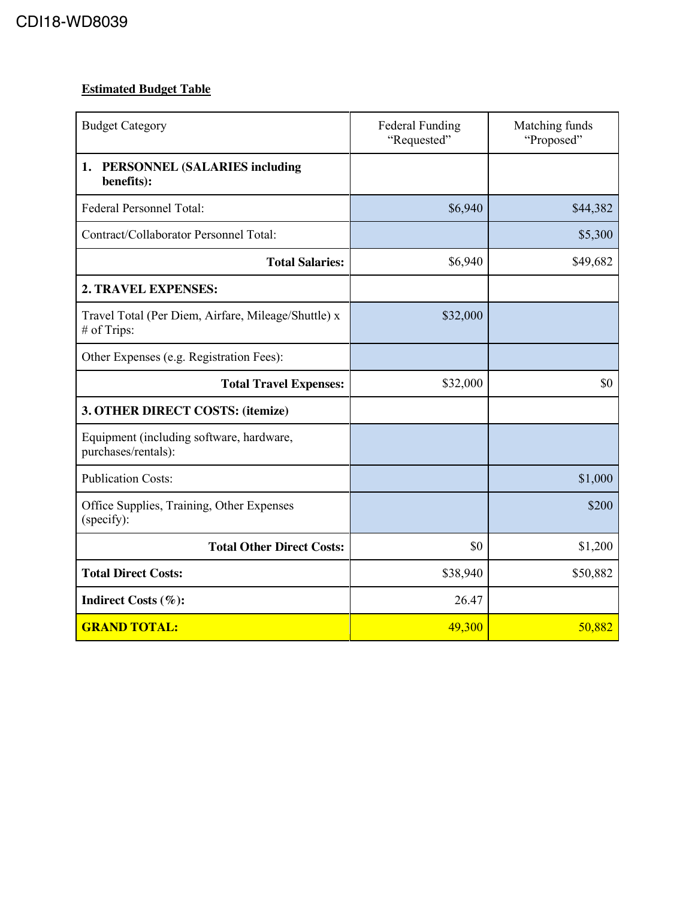CDI18-WD8039

**Estimated Budget Table**

| Budget Category | Federal Funding "Requested" | Matching funds "Proposed" |
|---|---|---|
| **1. PERSONNEL (SALARIES including benefits):** | | |
| Federal Personnel Total: | $6,940 | $44,382 |
| Contract/Collaborator Personnel Total: | | $5,300 |
| **Total Salaries:** | $6,940 | $49,682 |
| **2. TRAVEL EXPENSES:** | | |
| Travel Total (Per Diem, Airfare, Mileage/Shuttle) x # of Trips: | $32,000 | |
| Other Expenses (e.g. Registration Fees): | | |
| **Total Travel Expenses:** | $32,000 | $0 |
| **3. OTHER DIRECT COSTS: (itemize)** | | |
| Equipment (including software, hardware, purchases/rentals): | | |
| Publication Costs: | | $1,000 |
| Office Supplies, Training, Other Expenses (specify): | | $200 |
| **Total Other Direct Costs:** | $0 | $1,200 |
| **Total Direct Costs:** | $38,940 | $50,882 |
| **Indirect Costs (%):** | 26.47 | |
| **GRAND TOTAL:** | 49,300 | 50,882 |